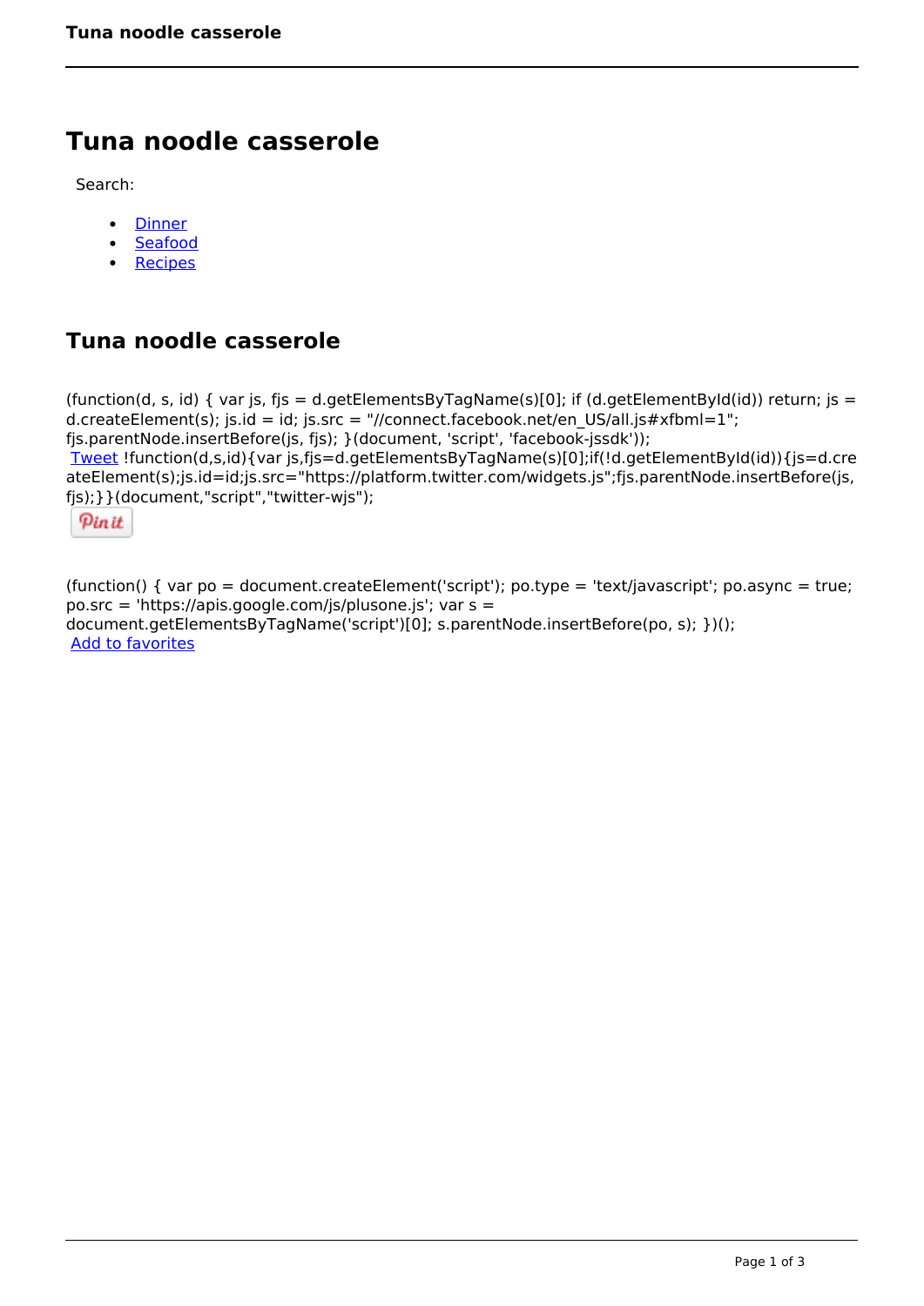# Tuna noodle casserole

Search:

- Dinner
- Seafood
- Recipes

## Tuna noodle casserole

(function(d, s, id) { var js, fjs = d.getElementsByTagName(s)[0]; if (d.getElementById(id)) return; js = d.createElement(s); js.id = id; js.src = "//connect.facebook.net/en_US/all.js#xfbml=1"; fjs.parentNode.insertBefore(js, fjs); }(document, 'script', 'facebook-jssdk'));

Tweet !function(d,s,id){var js,fjs=d.getElementsByTagName(s)[0];if(!d.getElementById(id)){js=d.createElement(s);js.id=id;js.src="https://platform.twitter.com/widgets.js";fjs.parentNode.insertBefore(js,fjs);}}(document,"script","twitter-wjs");

Pin it

(function() { var po = document.createElement('script'); po.type = 'text/javascript'; po.async = true; po.src = 'https://apis.google.com/js/plusone.js'; var s = document.getElementsByTagName('script')[0]; s.parentNode.insertBefore(po, s); })();

Add to favorites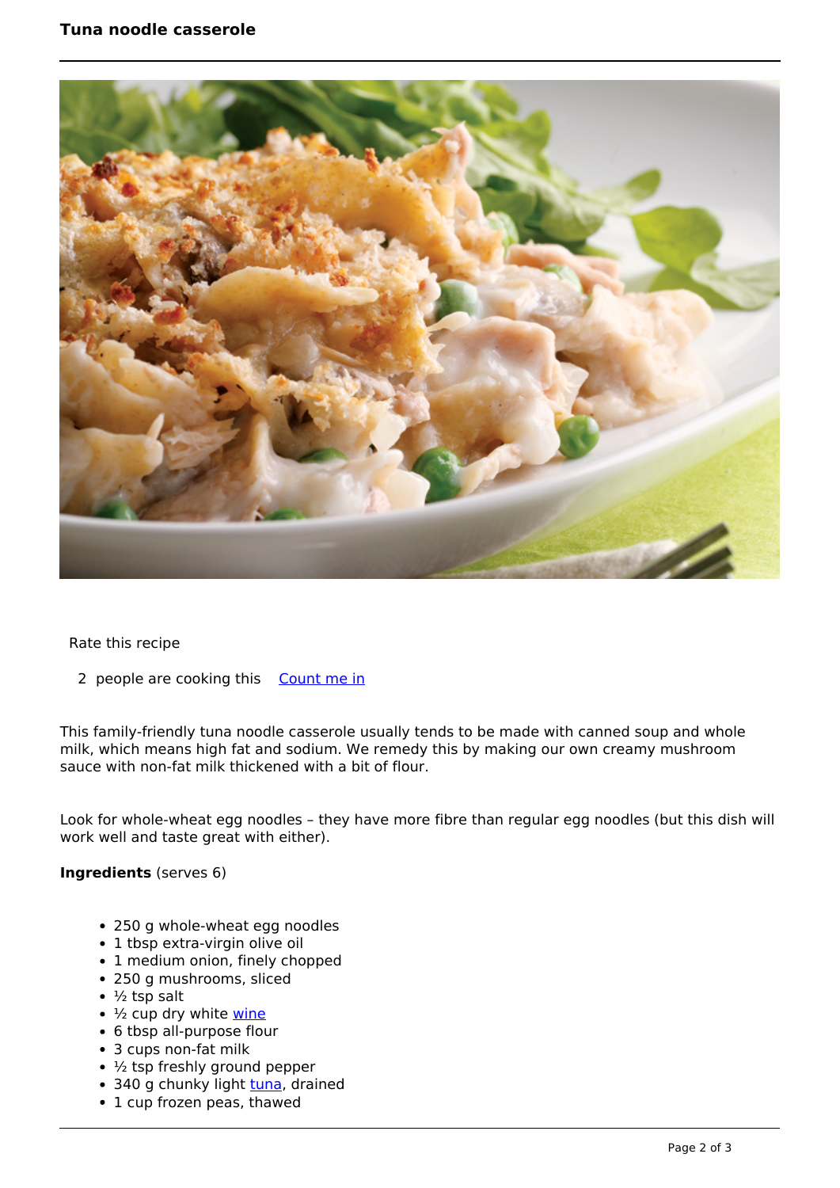# Tuna noodle casserole

Rate this recipe

2 people are cooking this [Count me in]

This family-friendly tuna noodle casserole usually tends to be made with canned soup and whole milk, which means high fat and sodium. We remedy this by making our own creamy mushroom sauce with non-fat milk thickened with a bit of flour.

Look for whole-wheat egg noodles – they have more fibre than regular egg noodles (but this dish will work well and taste great with either).

**Ingredients** (serves 6)

- 250 g whole-wheat egg noodles
- 1 tbsp extra-virgin olive oil
- 1 medium onion, finely chopped
- 250 g mushrooms, sliced
- ½ tsp salt
- ½ cup dry white wine
- 6 tbsp all-purpose flour
- 3 cups non-fat milk
- ½ tsp freshly ground pepper
- 340 g chunky light tuna, drained
- 1 cup frozen peas, thawed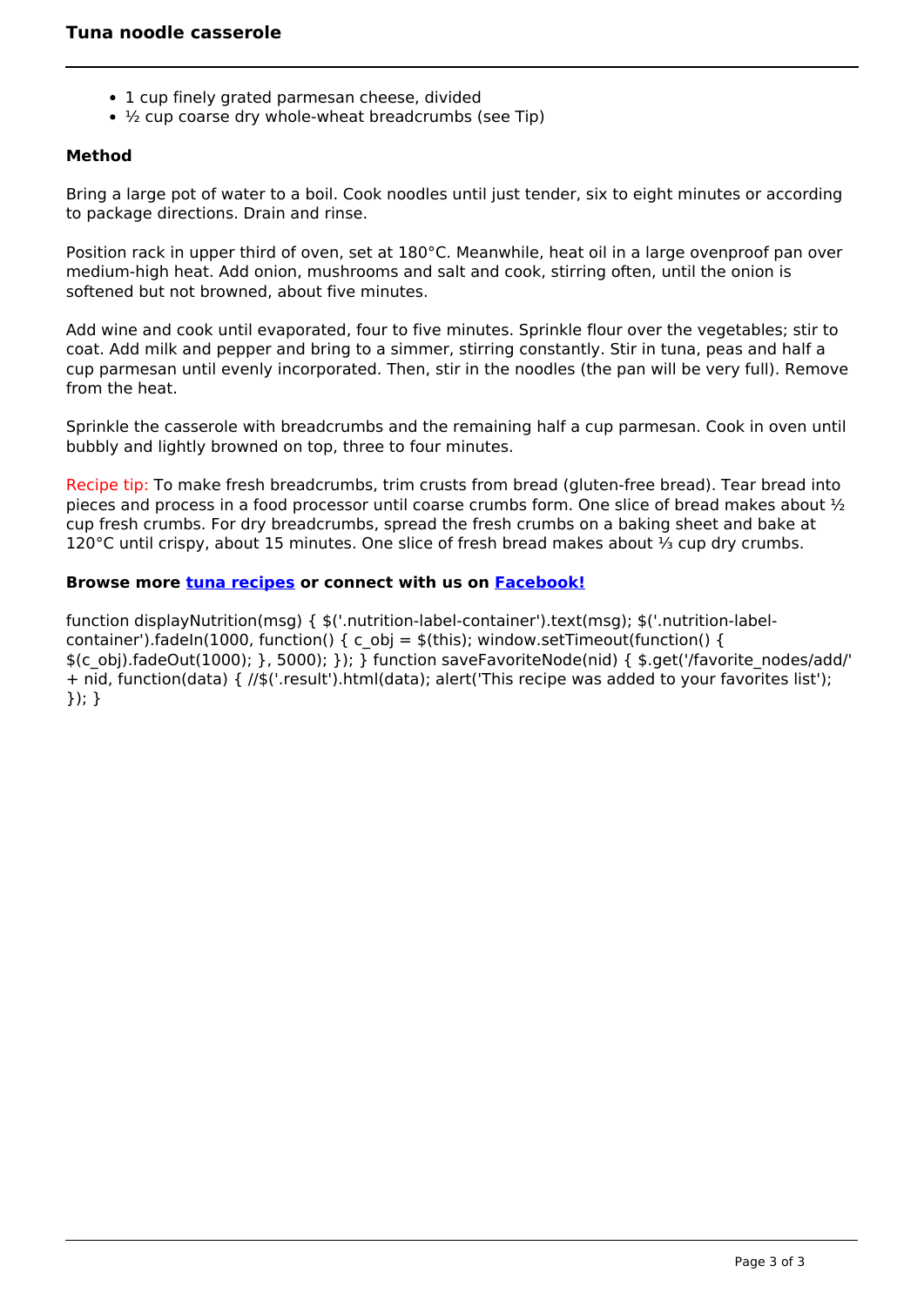- 1 cup finely grated parmesan cheese, divided
- ½ cup coarse dry whole-wheat breadcrumbs (see Tip)

**Method**

Bring a large pot of water to a boil. Cook noodles until just tender, six to eight minutes or according to package directions. Drain and rinse.

Position rack in upper third of oven, set at 180°C. Meanwhile, heat oil in a large ovenproof pan over medium-high heat. Add onion, mushrooms and salt and cook, stirring often, until the onion is softened but not browned, about five minutes.

Add wine and cook until evaporated, four to five minutes. Sprinkle flour over the vegetables; stir to coat. Add milk and pepper and bring to a simmer, stirring constantly. Stir in tuna, peas and half a cup parmesan until evenly incorporated. Then, stir in the noodles (the pan will be very full). Remove from the heat.

Sprinkle the casserole with breadcrumbs and the remaining half a cup parmesan. Cook in oven until bubbly and lightly browned on top, three to four minutes.

Recipe tip: To make fresh breadcrumbs, trim crusts from bread (gluten-free bread). Tear bread into pieces and process in a food processor until coarse crumbs form. One slice of bread makes about ½ cup fresh crumbs. For dry breadcrumbs, spread the fresh crumbs on a baking sheet and bake at 120°C until crispy, about 15 minutes. One slice of fresh bread makes about ⅓ cup dry crumbs.

**Browse more [tuna recipes] or connect with us on [Facebook!]**

```
function displayNutrition(msg) { $('.nutrition-label-container').text(msg); $('.nutrition-label-container').fadeIn(1000, function() { c_obj = $(this); window.setTimeout(function() { $(c_obj).fadeOut(1000); }, 5000); }); } function saveFavoriteNode(nid) { $.get('/favorite_nodes/add/' + nid, function(data) { //$('.result').html(data); alert('This recipe was added to your favorites list'); }); }
```